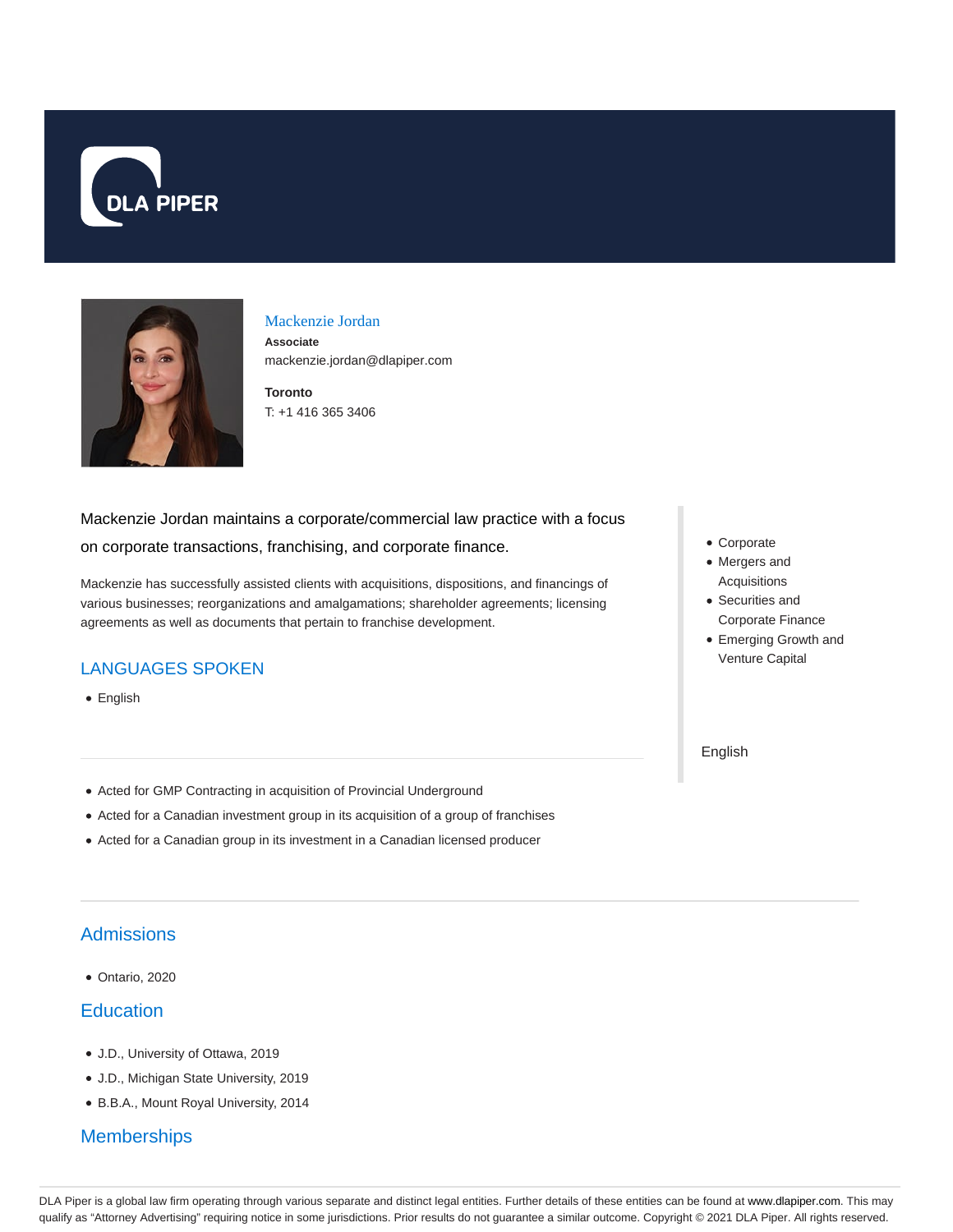# Mackenzie Jordan

**Associate**

mackenzie.jordan@dlapiper.com

**Toronto**

T: +1 416 365 3406

Mackenzie Jordan maintains a corporate/commercial law practice with a focus on corporate transactions, franchising, and corporate finance.

Mackenzie has successfully assisted clients with acquisitions, dispositions, and financings of various businesses; reorganizations and amalgamations; shareholder agreements; licensing agreements as well as documents that pertain to franchise development.

- Corporate
- Mergers and Acquisitions
- Securities and Corporate Finance
- Emerging Growth and Venture Capital

English

## LANGUAGES SPOKEN

- English

- Acted for GMP Contracting in acquisition of Provincial Underground
- Acted for a Canadian investment group in its acquisition of a group of franchises
- Acted for a Canadian group in its investment in a Canadian licensed producer

## Admissions

- Ontario, 2020

## Education

- J.D., University of Ottawa, 2019
- J.D., Michigan State University, 2019
- B.B.A., Mount Royal University, 2014

## Memberships

DLA Piper is a global law firm operating through various separate and distinct legal entities. Further details of these entities can be found at www.dlapiper.com. This may qualify as "Attorney Advertising" requiring notice in some jurisdictions. Prior results do not guarantee a similar outcome. Copyright © 2021 DLA Piper. All rights reserved.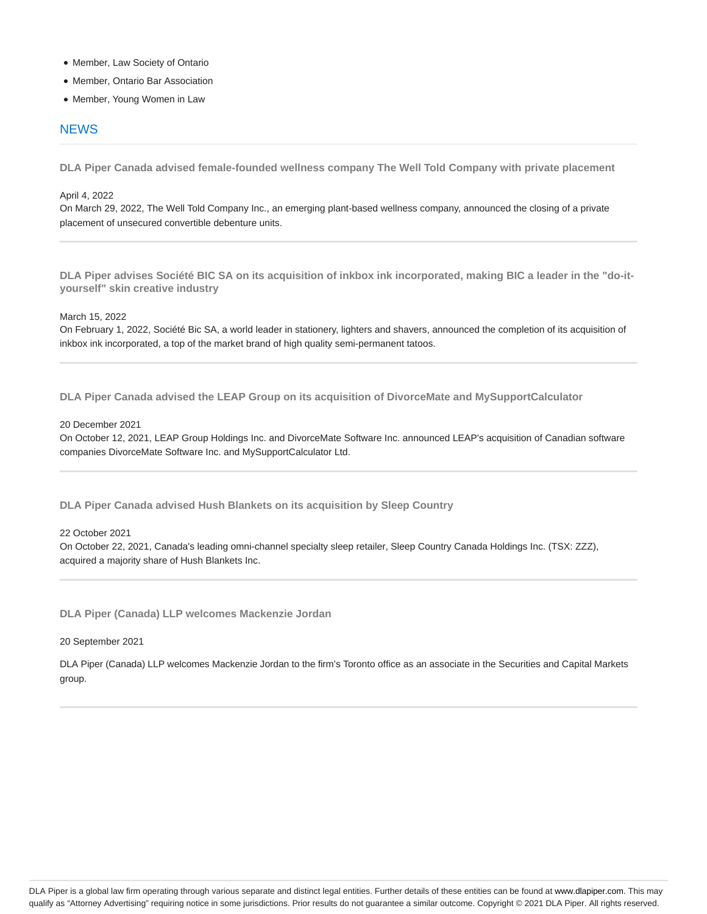- Member, Law Society of Ontario
- Member, Ontario Bar Association
- Member, Young Women in Law

## NEWS

**DLA Piper Canada advised female-founded wellness company The Well Told Company with private placement**

April 4, 2022

On March 29, 2022, The Well Told Company Inc., an emerging plant-based wellness company, announced the closing of a private placement of unsecured convertible debenture units.

**DLA Piper advises Société BIC SA on its acquisition of inkbox ink incorporated, making BIC a leader in the "do-it-yourself" skin creative industry**

March 15, 2022

On February 1, 2022, Société Bic SA, a world leader in stationery, lighters and shavers, announced the completion of its acquisition of inkbox ink incorporated, a top of the market brand of high quality semi-permanent tatoos.

**DLA Piper Canada advised the LEAP Group on its acquisition of DivorceMate and MySupportCalculator**

20 December 2021

On October 12, 2021, LEAP Group Holdings Inc. and DivorceMate Software Inc. announced LEAP's acquisition of Canadian software companies DivorceMate Software Inc. and MySupportCalculator Ltd.

**DLA Piper Canada advised Hush Blankets on its acquisition by Sleep Country**

22 October 2021

On October 22, 2021, Canada's leading omni-channel specialty sleep retailer, Sleep Country Canada Holdings Inc. (TSX: ZZZ), acquired a majority share of Hush Blankets Inc.

**DLA Piper (Canada) LLP welcomes Mackenzie Jordan**

20 September 2021

DLA Piper (Canada) LLP welcomes Mackenzie Jordan to the firm's Toronto office as an associate in the Securities and Capital Markets group.

DLA Piper is a global law firm operating through various separate and distinct legal entities. Further details of these entities can be found at www.dlapiper.com. This may qualify as "Attorney Advertising" requiring notice in some jurisdictions. Prior results do not guarantee a similar outcome. Copyright © 2021 DLA Piper. All rights reserved.